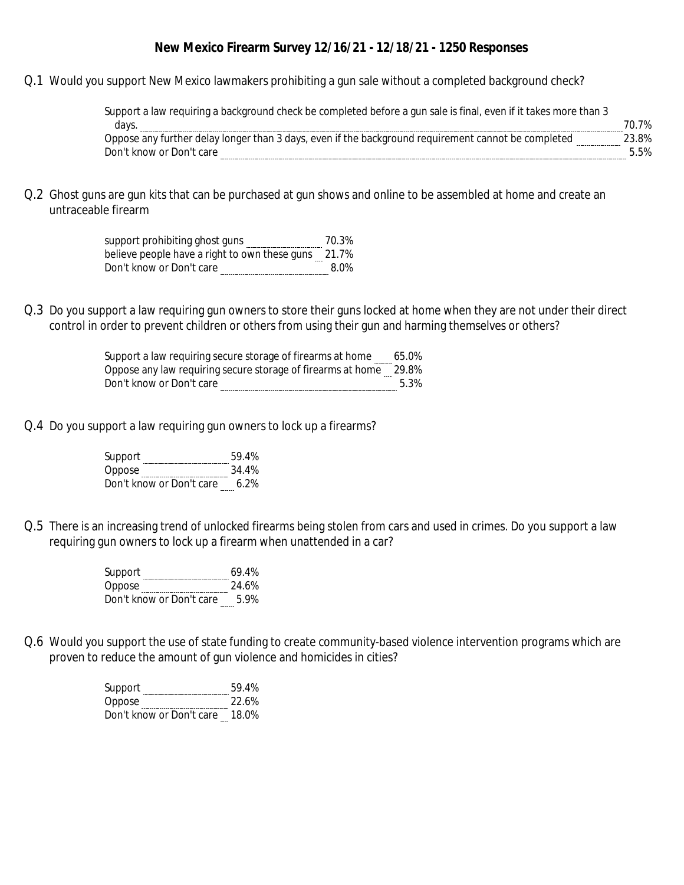## New Mexico Firearm Survey 12/16/21 - 12/18/21 - 1250 Responses

Q.1 Would you support New Mexico lawmakers prohibiting a gun sale without a completed background check?

| Response | % |
|---|---|
| Support a law requiring a background check be completed before a gun sale is final, even if it takes more than 3 days. | 70.7% |
| Oppose any further delay longer than 3 days, even if the background requirement cannot be completed | 23.8% |
| Don't know or Don't care | 5.5% |

Q.2 Ghost guns are gun kits that can be purchased at gun shows and online to be assembled at home and create an untraceable firearm

| Response | % |
|---|---|
| support prohibiting ghost guns | 70.3% |
| believe people have a right to own these guns | 21.7% |
| Don't know or Don't care | 8.0% |

Q.3 Do you support a law requiring gun owners to store their guns locked at home when they are not under their direct control in order to prevent children or others from using their gun and harming themselves or others?

| Response | % |
|---|---|
| Support a law requiring secure storage of firearms at home | 65.0% |
| Oppose any law requiring secure storage of firearms at home | 29.8% |
| Don't know or Don't care | 5.3% |

Q.4 Do you support a law requiring gun owners to lock up a firearms?

| Response | % |
|---|---|
| Support | 59.4% |
| Oppose | 34.4% |
| Don't know or Don't care | 6.2% |

Q.5 There is an increasing trend of unlocked firearms being stolen from cars and used in crimes. Do you support a law requiring gun owners to lock up a firearm when unattended in a car?

| Response | % |
|---|---|
| Support | 69.4% |
| Oppose | 24.6% |
| Don't know or Don't care | 5.9% |

Q.6 Would you support the use of state funding to create community-based violence intervention programs which are proven to reduce the amount of gun violence and homicides in cities?

| Response | % |
|---|---|
| Support | 59.4% |
| Oppose | 22.6% |
| Don't know or Don't care | 18.0% |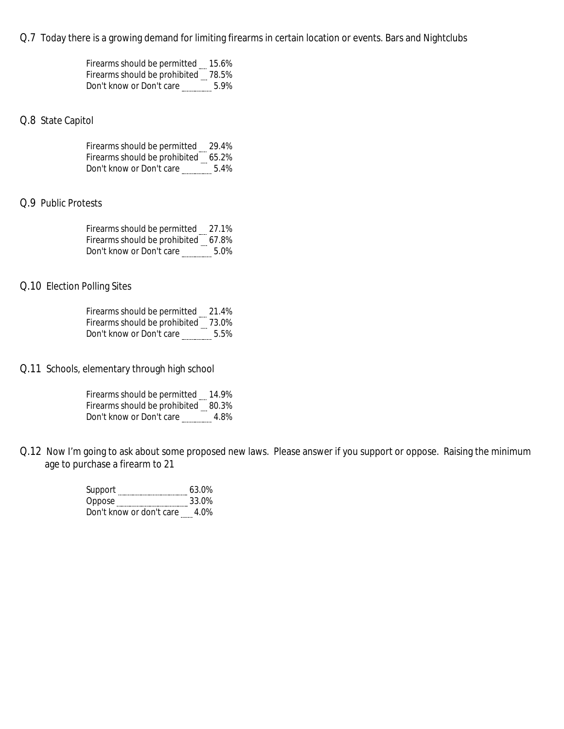Q.7 Today there is a growing demand for limiting firearms in certain location or events. Bars and Nightclubs

| | |
|---|---|
| Firearms should be permitted | 15.6% |
| Firearms should be prohibited | 78.5% |
| Don't know or Don't care | 5.9% |

Q.8 State Capitol

| | |
|---|---|
| Firearms should be permitted | 29.4% |
| Firearms should be prohibited | 65.2% |
| Don't know or Don't care | 5.4% |

Q.9 Public Protests

| | |
|---|---|
| Firearms should be permitted | 27.1% |
| Firearms should be prohibited | 67.8% |
| Don't know or Don't care | 5.0% |

Q.10 Election Polling Sites

| | |
|---|---|
| Firearms should be permitted | 21.4% |
| Firearms should be prohibited | 73.0% |
| Don't know or Don't care | 5.5% |

Q.11 Schools, elementary through high school

| | |
|---|---|
| Firearms should be permitted | 14.9% |
| Firearms should be prohibited | 80.3% |
| Don't know or Don't care | 4.8% |

Q.12 Now I'm going to ask about some proposed new laws. Please answer if you support or oppose. Raising the minimum age to purchase a firearm to 21

| | |
|---|---|
| Support | 63.0% |
| Oppose | 33.0% |
| Don't know or don't care | 4.0% |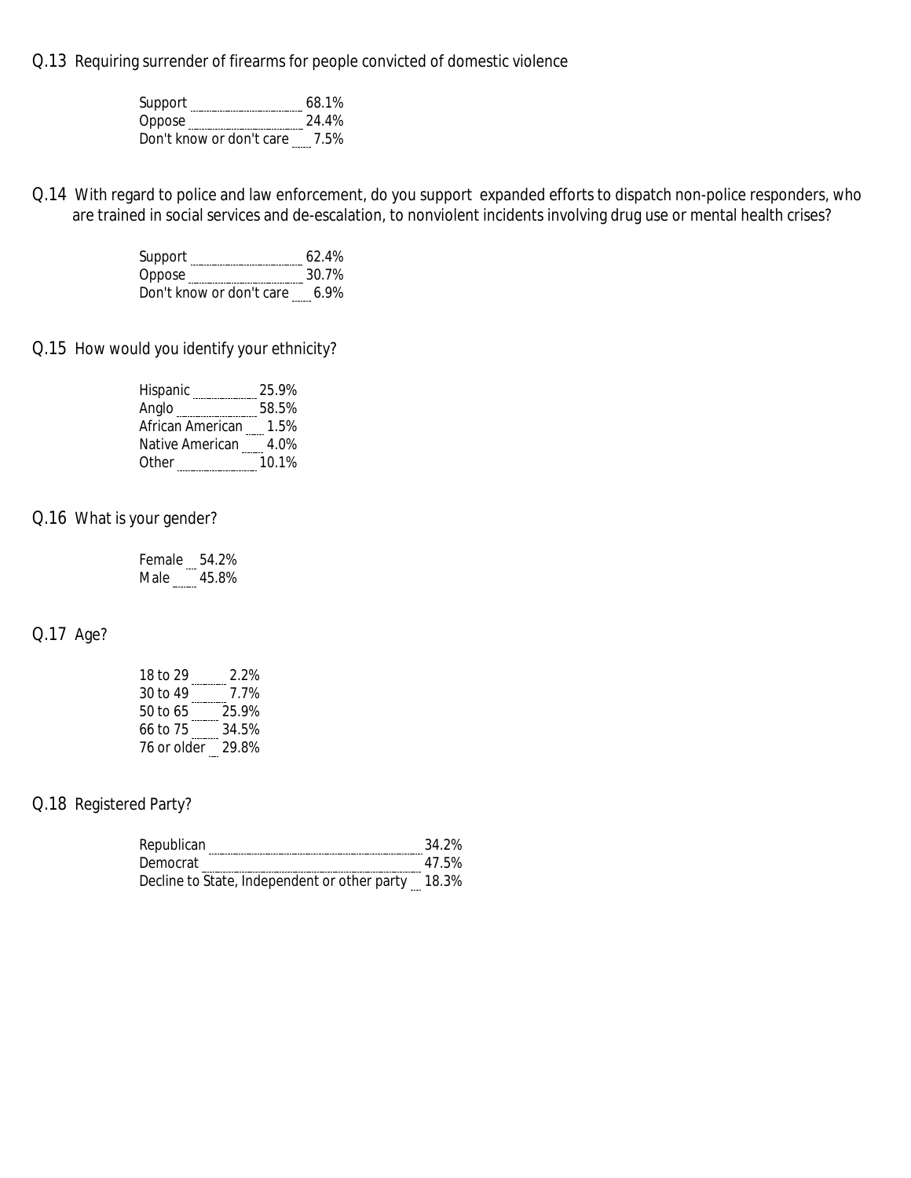Q.13 Requiring surrender of firearms for people convicted of domestic violence

| | |
|---|---|
| Support | 68.1% |
| Oppose | 24.4% |
| Don't know or don't care | 7.5% |

Q.14 With regard to police and law enforcement, do you support expanded efforts to dispatch non-police responders, who are trained in social services and de-escalation, to nonviolent incidents involving drug use or mental health crises?

| | |
|---|---|
| Support | 62.4% |
| Oppose | 30.7% |
| Don't know or don't care | 6.9% |

Q.15 How would you identify your ethnicity?

| | |
|---|---|
| Hispanic | 25.9% |
| Anglo | 58.5% |
| African American | 1.5% |
| Native American | 4.0% |
| Other | 10.1% |

Q.16 What is your gender?

| | |
|---|---|
| Female | 54.2% |
| Male | 45.8% |

Q.17 Age?

| | |
|---|---|
| 18 to 29 | 2.2% |
| 30 to 49 | 7.7% |
| 50 to 65 | 25.9% |
| 66 to 75 | 34.5% |
| 76 or older | 29.8% |

Q.18 Registered Party?

| | |
|---|---|
| Republican | 34.2% |
| Democrat | 47.5% |
| Decline to State, Independent or other party | 18.3% |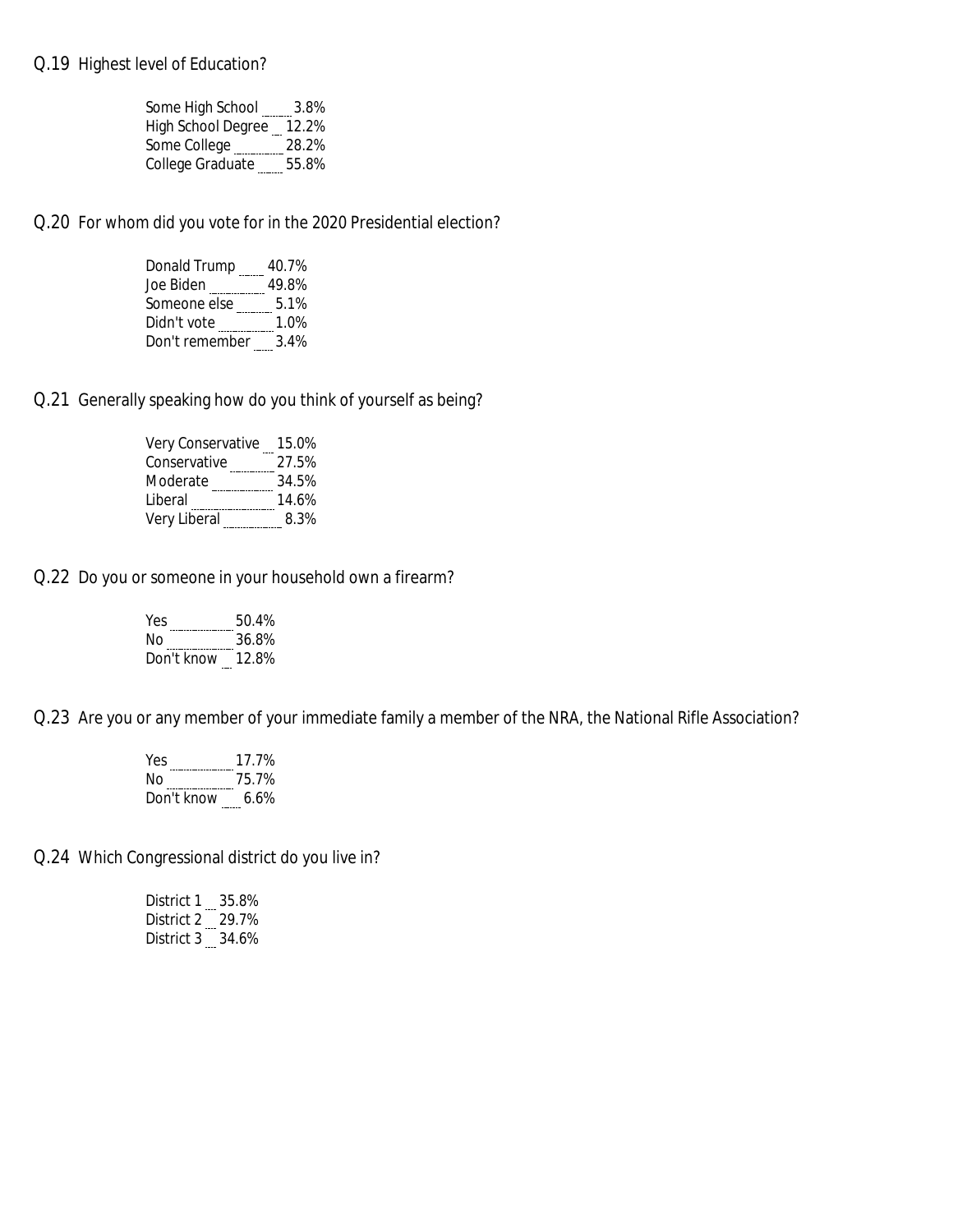Q.19 Highest level of Education?

| | |
|---|---|
| Some High School | 3.8% |
| High School Degree | 12.2% |
| Some College | 28.2% |
| College Graduate | 55.8% |

Q.20 For whom did you vote for in the 2020 Presidential election?

| | |
|---|---|
| Donald Trump | 40.7% |
| Joe Biden | 49.8% |
| Someone else | 5.1% |
| Didn't vote | 1.0% |
| Don't remember | 3.4% |

Q.21 Generally speaking how do you think of yourself as being?

| | |
|---|---|
| Very Conservative | 15.0% |
| Conservative | 27.5% |
| Moderate | 34.5% |
| Liberal | 14.6% |
| Very Liberal | 8.3% |

Q.22 Do you or someone in your household own a firearm?

| | |
|---|---|
| Yes | 50.4% |
| No | 36.8% |
| Don't know | 12.8% |

Q.23 Are you or any member of your immediate family a member of the NRA, the National Rifle Association?

| | |
|---|---|
| Yes | 17.7% |
| No | 75.7% |
| Don't know | 6.6% |

Q.24 Which Congressional district do you live in?

| | |
|---|---|
| District 1 | 35.8% |
| District 2 | 29.7% |
| District 3 | 34.6% |